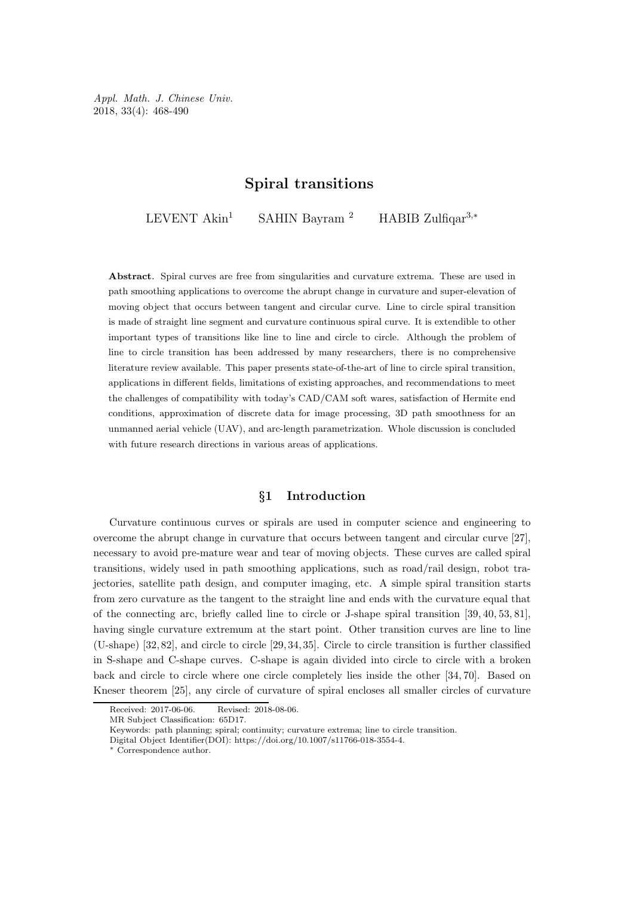Appl. Math. J. Chinese Univ.
2018, 33(4): 468-490

# Spiral transitions

LEVENT Akin[1]   SAHIN Bayram [2]   HABIB Zulfiqar[3,*]

**Abstract**. Spiral curves are free from singularities and curvature extrema. These are used in path smoothing applications to overcome the abrupt change in curvature and super-elevation of moving object that occurs between tangent and circular curve. Line to circle spiral transition is made of straight line segment and curvature continuous spiral curve. It is extendible to other important types of transitions like line to line and circle to circle. Although the problem of line to circle transition has been addressed by many researchers, there is no comprehensive literature review available. This paper presents state-of-the-art of line to circle spiral transition, applications in different fields, limitations of existing approaches, and recommendations to meet the challenges of compatibility with today's CAD/CAM soft wares, satisfaction of Hermite end conditions, approximation of discrete data for image processing, 3D path smoothness for an unmanned aerial vehicle (UAV), and arc-length parametrization. Whole discussion is concluded with future research directions in various areas of applications.

## §1 Introduction

Curvature continuous curves or spirals are used in computer science and engineering to overcome the abrupt change in curvature that occurs between tangent and circular curve [27], necessary to avoid pre-mature wear and tear of moving objects. These curves are called spiral transitions, widely used in path smoothing applications, such as road/rail design, robot trajectories, satellite path design, and computer imaging, etc. A simple spiral transition starts from zero curvature as the tangent to the straight line and ends with the curvature equal that of the connecting arc, briefly called line to circle or J-shape spiral transition [39, 40, 53, 81], having single curvature extremum at the start point. Other transition curves are line to line (U-shape) [32, 82], and circle to circle [29, 34, 35]. Circle to circle transition is further classified in S-shape and C-shape curves. C-shape is again divided into circle to circle with a broken back and circle to circle where one circle completely lies inside the other [34, 70]. Based on Kneser theorem [25], any circle of curvature of spiral encloses all smaller circles of curvature

Received: 2017-06-06. Revised: 2018-08-06.

MR Subject Classification: 65D17.

Keywords: path planning; spiral; continuity; curvature extrema; line to circle transition.

Digital Object Identifier(DOI): https://doi.org/10.1007/s11766-018-3554-4.

* Correspondence author.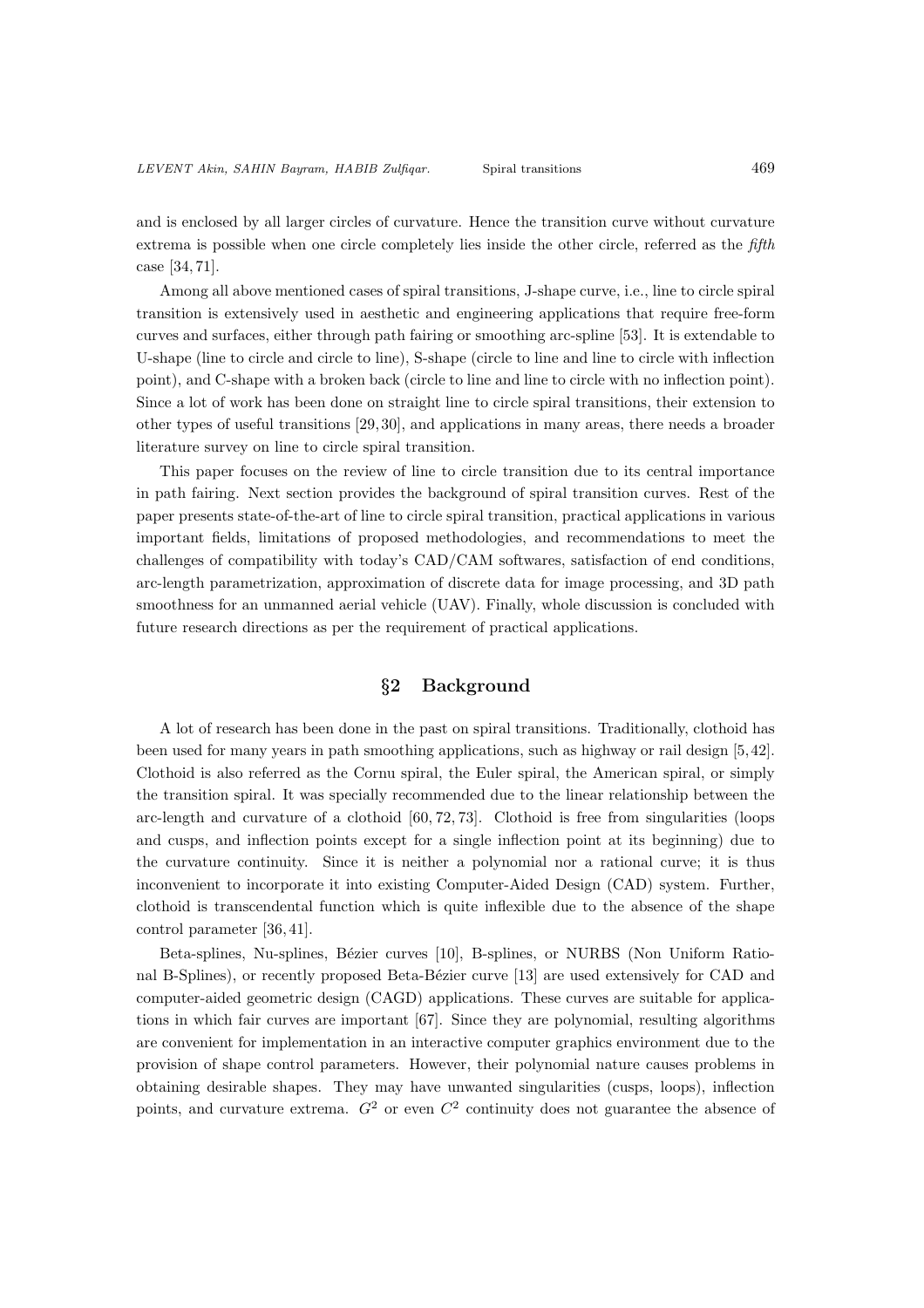and is enclosed by all larger circles of curvature. Hence the transition curve without curvature extrema is possible when one circle completely lies inside the other circle, referred as the *fifth* case [34, 71].

Among all above mentioned cases of spiral transitions, J-shape curve, i.e., line to circle spiral transition is extensively used in aesthetic and engineering applications that require free-form curves and surfaces, either through path fairing or smoothing arc-spline [53]. It is extendable to U-shape (line to circle and circle to line), S-shape (circle to line and line to circle with inflection point), and C-shape with a broken back (circle to line and line to circle with no inflection point). Since a lot of work has been done on straight line to circle spiral transitions, their extension to other types of useful transitions [29, 30], and applications in many areas, there needs a broader literature survey on line to circle spiral transition.

This paper focuses on the review of line to circle transition due to its central importance in path fairing. Next section provides the background of spiral transition curves. Rest of the paper presents state-of-the-art of line to circle spiral transition, practical applications in various important fields, limitations of proposed methodologies, and recommendations to meet the challenges of compatibility with today's CAD/CAM softwares, satisfaction of end conditions, arc-length parametrization, approximation of discrete data for image processing, and 3D path smoothness for an unmanned aerial vehicle (UAV). Finally, whole discussion is concluded with future research directions as per the requirement of practical applications.

## §2 Background

A lot of research has been done in the past on spiral transitions. Traditionally, clothoid has been used for many years in path smoothing applications, such as highway or rail design [5, 42]. Clothoid is also referred as the Cornu spiral, the Euler spiral, the American spiral, or simply the transition spiral. It was specially recommended due to the linear relationship between the arc-length and curvature of a clothoid [60, 72, 73]. Clothoid is free from singularities (loops and cusps, and inflection points except for a single inflection point at its beginning) due to the curvature continuity. Since it is neither a polynomial nor a rational curve; it is thus inconvenient to incorporate it into existing Computer-Aided Design (CAD) system. Further, clothoid is transcendental function which is quite inflexible due to the absence of the shape control parameter [36, 41].

Beta-splines, Nu-splines, Bézier curves [10], B-splines, or NURBS (Non Uniform Rational B-Splines), or recently proposed Beta-Bézier curve [13] are used extensively for CAD and computer-aided geometric design (CAGD) applications. These curves are suitable for applications in which fair curves are important [67]. Since they are polynomial, resulting algorithms are convenient for implementation in an interactive computer graphics environment due to the provision of shape control parameters. However, their polynomial nature causes problems in obtaining desirable shapes. They may have unwanted singularities (cusps, loops), inflection points, and curvature extrema. $G^2$ or even $C^2$ continuity does not guarantee the absence of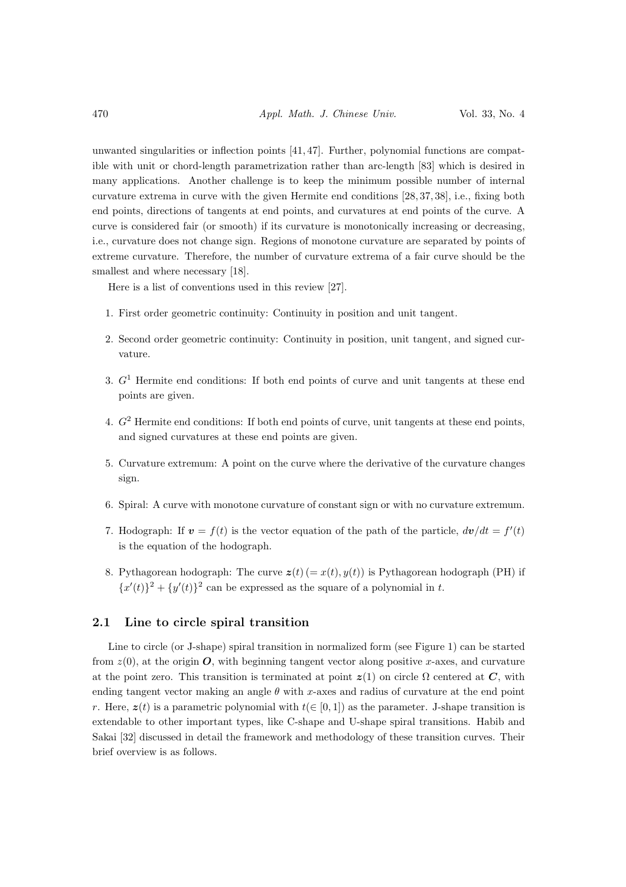unwanted singularities or inflection points [41, 47]. Further, polynomial functions are compatible with unit or chord-length parametrization rather than arc-length [83] which is desired in many applications. Another challenge is to keep the minimum possible number of internal curvature extrema in curve with the given Hermite end conditions [28, 37, 38], i.e., fixing both end points, directions of tangents at end points, and curvatures at end points of the curve. A curve is considered fair (or smooth) if its curvature is monotonically increasing or decreasing, i.e., curvature does not change sign. Regions of monotone curvature are separated by points of extreme curvature. Therefore, the number of curvature extrema of a fair curve should be the smallest and where necessary [18].

Here is a list of conventions used in this review [27].

1. First order geometric continuity: Continuity in position and unit tangent.
2. Second order geometric continuity: Continuity in position, unit tangent, and signed curvature.
3. $G^1$ Hermite end conditions: If both end points of curve and unit tangents at these end points are given.
4. $G^2$ Hermite end conditions: If both end points of curve, unit tangents at these end points, and signed curvatures at these end points are given.
5. Curvature extremum: A point on the curve where the derivative of the curvature changes sign.
6. Spiral: A curve with monotone curvature of constant sign or with no curvature extremum.
7. Hodograph: If $\boldsymbol{v} = f(t)$ is the vector equation of the path of the particle, $d\boldsymbol{v}/dt = f'(t)$ is the equation of the hodograph.
8. Pythagorean hodograph: The curve $\boldsymbol{z}(t)\,(= x(t), y(t))$ is Pythagorean hodograph (PH) if $\{x'(t)\}^2 + \{y'(t)\}^2$ can be expressed as the square of a polynomial in $t$.

### 2.1 Line to circle spiral transition

Line to circle (or J-shape) spiral transition in normalized form (see Figure 1) can be started from $z(0)$, at the origin $\boldsymbol{O}$, with beginning tangent vector along positive $x$-axes, and curvature at the point zero. This transition is terminated at point $\boldsymbol{z}(1)$ on circle $\Omega$ centered at $\boldsymbol{C}$, with ending tangent vector making an angle $\theta$ with $x$-axes and radius of curvature at the end point $r$. Here, $\boldsymbol{z}(t)$ is a parametric polynomial with $t (\in [0, 1])$ as the parameter. J-shape transition is extendable to other important types, like C-shape and U-shape spiral transitions. Habib and Sakai [32] discussed in detail the framework and methodology of these transition curves. Their brief overview is as follows.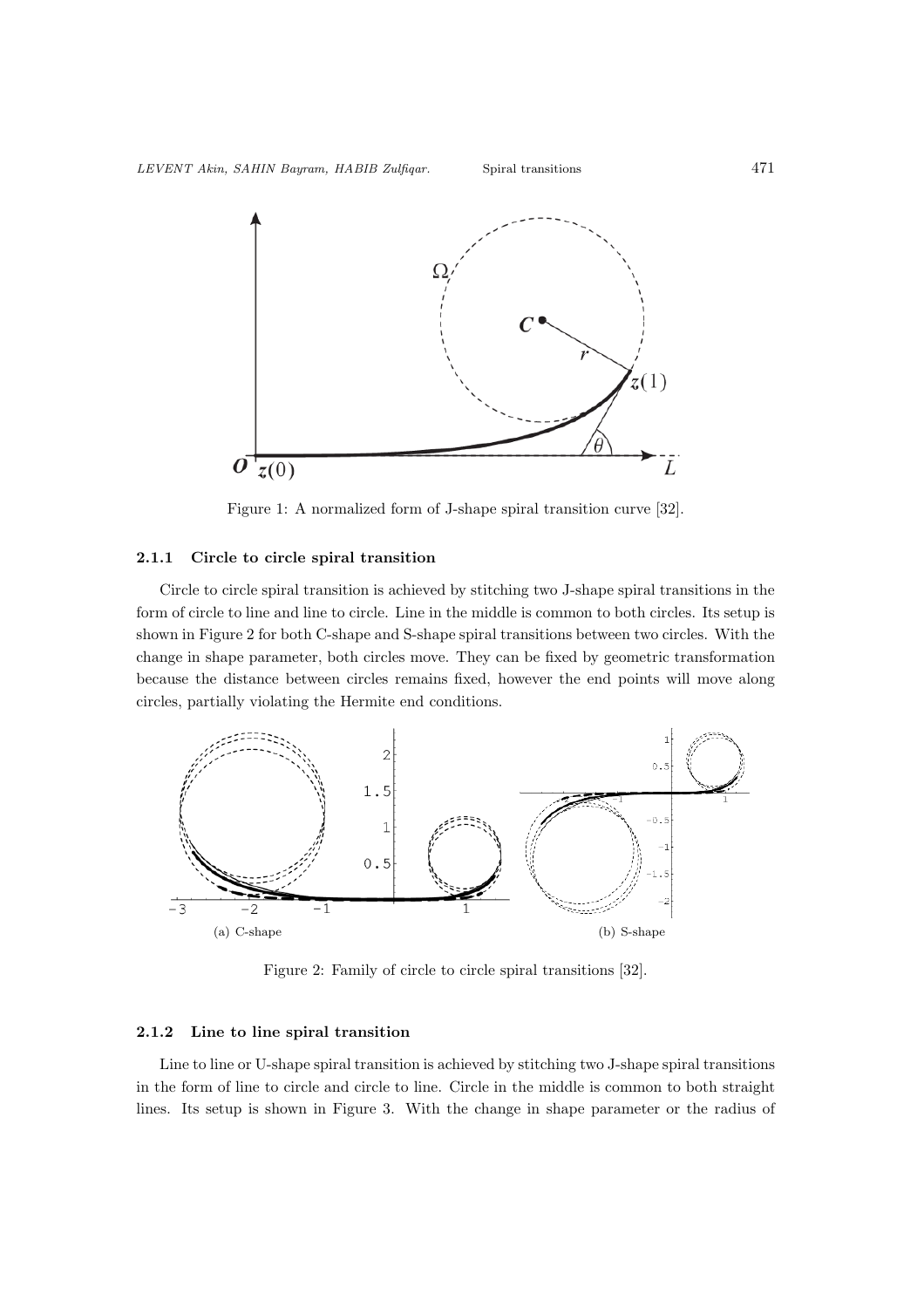Ω

$C$

$r$

$z(1)$

$\theta$

$O$ $z(0)$

$L$

Figure 1: A normalized form of J-shape spiral transition curve [32].

#### 2.1.1 Circle to circle spiral transition

Circle to circle spiral transition is achieved by stitching two J-shape spiral transitions in the form of circle to line and line to circle. Line in the middle is common to both circles. Its setup is shown in Figure 2 for both C-shape and S-shape spiral transitions between two circles. With the change in shape parameter, both circles move. They can be fixed by geometric transformation because the distance between circles remains fixed, however the end points will move along circles, partially violating the Hermite end conditions.

2

1.5

1

0.5

-3 -2 -1 1

(a) C-shape

1

0.5

-1 1

-0.5

-1

-1.5

-2

(b) S-shape

Figure 2: Family of circle to circle spiral transitions [32].

#### 2.1.2 Line to line spiral transition

Line to line or U-shape spiral transition is achieved by stitching two J-shape spiral transitions in the form of line to circle and circle to line. Circle in the middle is common to both straight lines. Its setup is shown in Figure 3. With the change in shape parameter or the radius of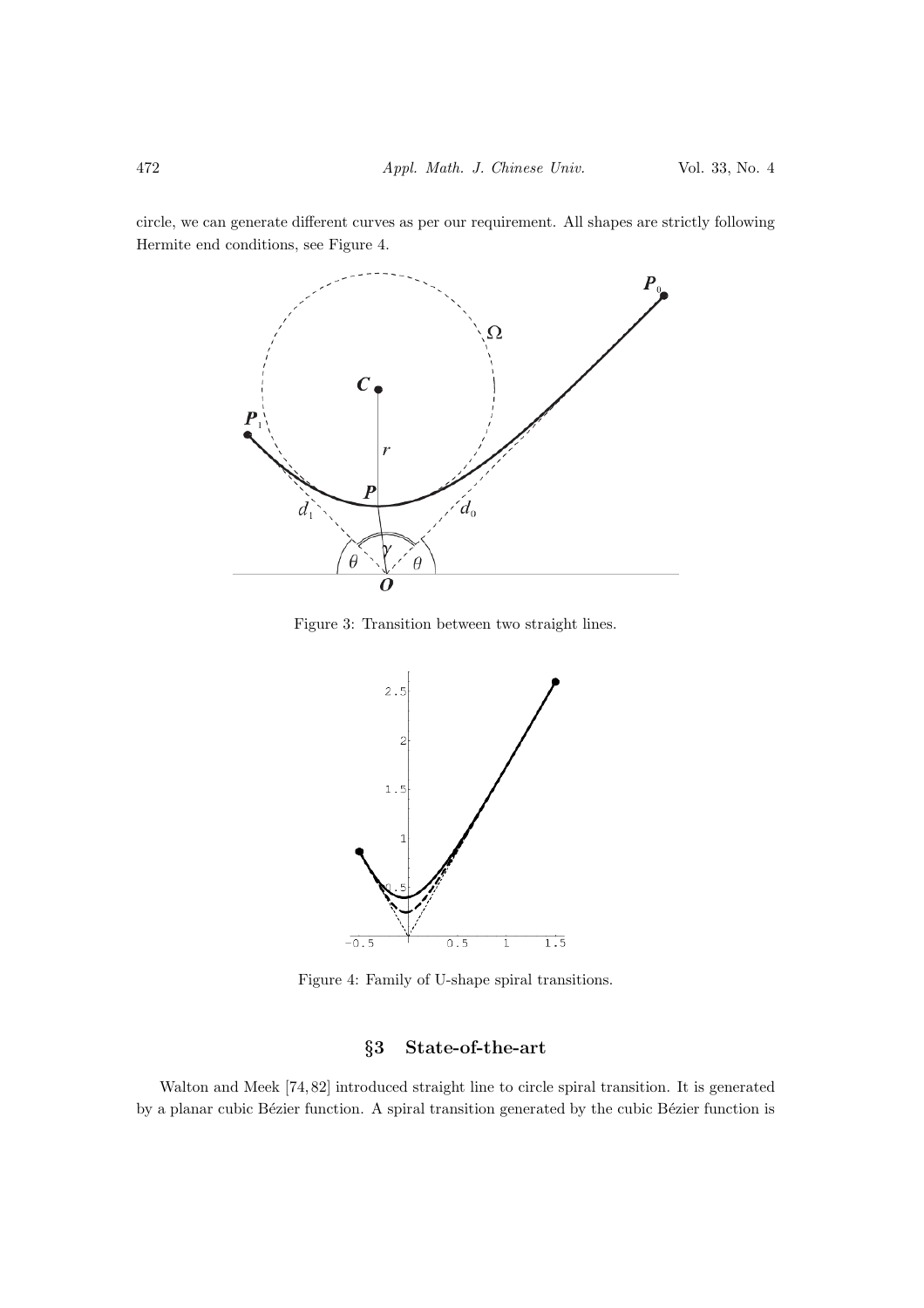circle, we can generate different curves as per our requirement. All shapes are strictly following Hermite end conditions, see Figure 4.

$P_0$

$\Omega$

$C$

$P_1$

$r$

$P$

$d_1$

$d_0$

$\theta$

$\gamma$

$\theta$

$O$

Figure 3: Transition between two straight lines.

2.5

2

1.5

1

0.5

−0.5

0.5

1

1.5

Figure 4: Family of U-shape spiral transitions.

## §3 State-of-the-art

Walton and Meek [74, 82] introduced straight line to circle spiral transition. It is generated by a planar cubic Bézier function. A spiral transition generated by the cubic Bézier function is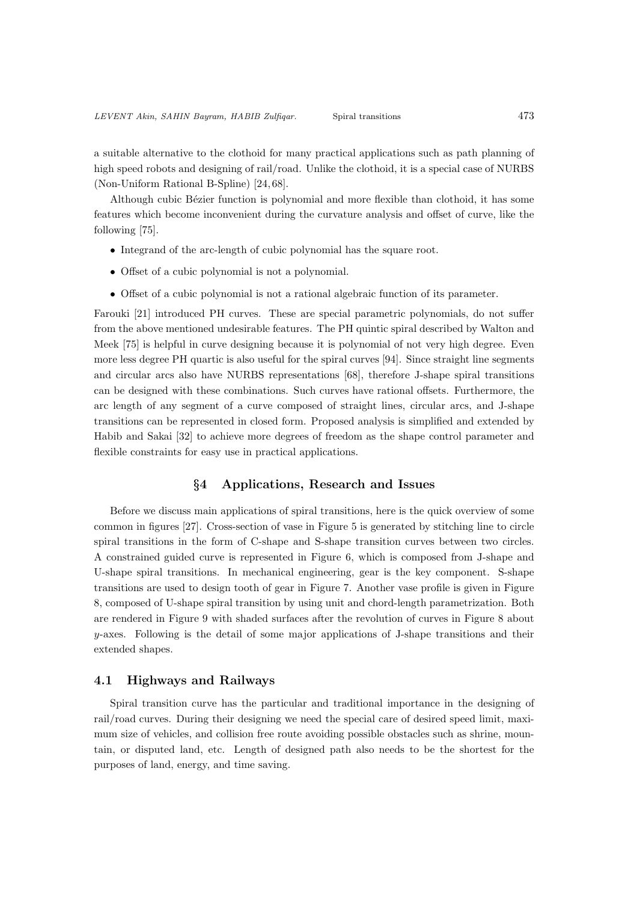a suitable alternative to the clothoid for many practical applications such as path planning of high speed robots and designing of rail/road. Unlike the clothoid, it is a special case of NURBS (Non-Uniform Rational B-Spline) [24, 68].

Although cubic Bézier function is polynomial and more flexible than clothoid, it has some features which become inconvenient during the curvature analysis and offset of curve, like the following [75].

- Integrand of the arc-length of cubic polynomial has the square root.
- Offset of a cubic polynomial is not a polynomial.
- Offset of a cubic polynomial is not a rational algebraic function of its parameter.

Farouki [21] introduced PH curves. These are special parametric polynomials, do not suffer from the above mentioned undesirable features. The PH quintic spiral described by Walton and Meek [75] is helpful in curve designing because it is polynomial of not very high degree. Even more less degree PH quartic is also useful for the spiral curves [94]. Since straight line segments and circular arcs also have NURBS representations [68], therefore J-shape spiral transitions can be designed with these combinations. Such curves have rational offsets. Furthermore, the arc length of any segment of a curve composed of straight lines, circular arcs, and J-shape transitions can be represented in closed form. Proposed analysis is simplified and extended by Habib and Sakai [32] to achieve more degrees of freedom as the shape control parameter and flexible constraints for easy use in practical applications.

## §4 Applications, Research and Issues

Before we discuss main applications of spiral transitions, here is the quick overview of some common in figures [27]. Cross-section of vase in Figure 5 is generated by stitching line to circle spiral transitions in the form of C-shape and S-shape transition curves between two circles. A constrained guided curve is represented in Figure 6, which is composed from J-shape and U-shape spiral transitions. In mechanical engineering, gear is the key component. S-shape transitions are used to design tooth of gear in Figure 7. Another vase profile is given in Figure 8, composed of U-shape spiral transition by using unit and chord-length parametrization. Both are rendered in Figure 9 with shaded surfaces after the revolution of curves in Figure 8 about $y$-axes. Following is the detail of some major applications of J-shape transitions and their extended shapes.

### 4.1 Highways and Railways

Spiral transition curve has the particular and traditional importance in the designing of rail/road curves. During their designing we need the special care of desired speed limit, maximum size of vehicles, and collision free route avoiding possible obstacles such as shrine, mountain, or disputed land, etc. Length of designed path also needs to be the shortest for the purposes of land, energy, and time saving.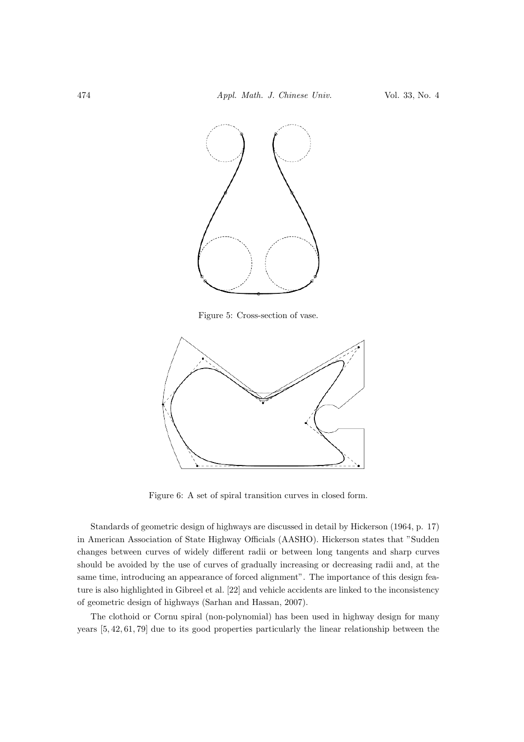Figure 5: Cross-section of vase.

Figure 6: A set of spiral transition curves in closed form.

Standards of geometric design of highways are discussed in detail by Hickerson (1964, p. 17) in American Association of State Highway Officials (AASHO). Hickerson states that "Sudden changes between curves of widely different radii or between long tangents and sharp curves should be avoided by the use of curves of gradually increasing or decreasing radii and, at the same time, introducing an appearance of forced alignment". The importance of this design feature is also highlighted in Gibreel et al. [22] and vehicle accidents are linked to the inconsistency of geometric design of highways (Sarhan and Hassan, 2007).

The clothoid or Cornu spiral (non-polynomial) has been used in highway design for many years [5, 42, 61, 79] due to its good properties particularly the linear relationship between the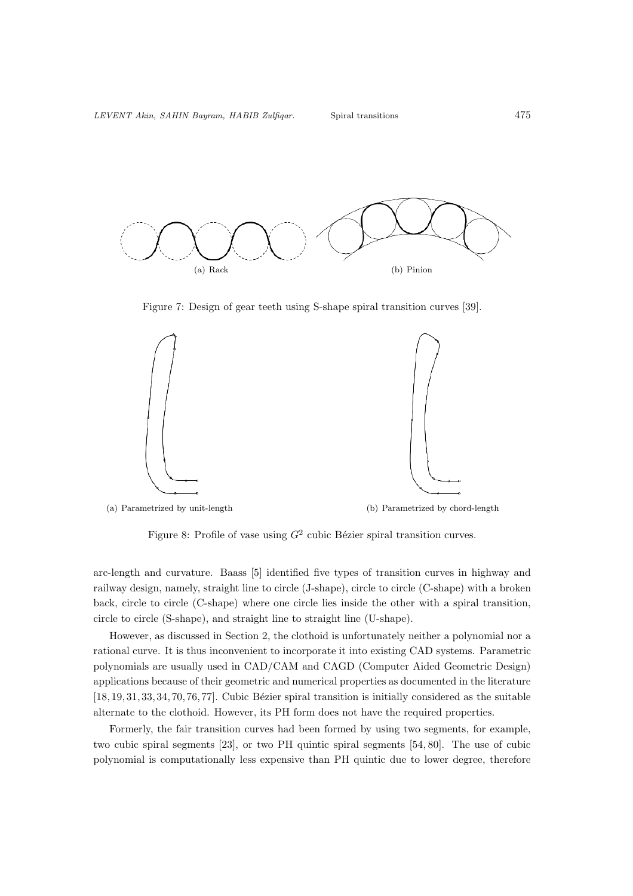(a) Rack

(b) Pinion

Figure 7: Design of gear teeth using S-shape spiral transition curves [39].

(a) Parametrized by unit-length

(b) Parametrized by chord-length

Figure 8: Profile of vase using $G^2$ cubic Bézier spiral transition curves.

arc-length and curvature. Baass [5] identified five types of transition curves in highway and railway design, namely, straight line to circle (J-shape), circle to circle (C-shape) with a broken back, circle to circle (C-shape) where one circle lies inside the other with a spiral transition, circle to circle (S-shape), and straight line to straight line (U-shape).

However, as discussed in Section 2, the clothoid is unfortunately neither a polynomial nor a rational curve. It is thus inconvenient to incorporate it into existing CAD systems. Parametric polynomials are usually used in CAD/CAM and CAGD (Computer Aided Geometric Design) applications because of their geometric and numerical properties as documented in the literature [18, 19, 31, 33, 34, 70, 76, 77]. Cubic Bézier spiral transition is initially considered as the suitable alternate to the clothoid. However, its PH form does not have the required properties.

Formerly, the fair transition curves had been formed by using two segments, for example, two cubic spiral segments [23], or two PH quintic spiral segments [54, 80]. The use of cubic polynomial is computationally less expensive than PH quintic due to lower degree, therefore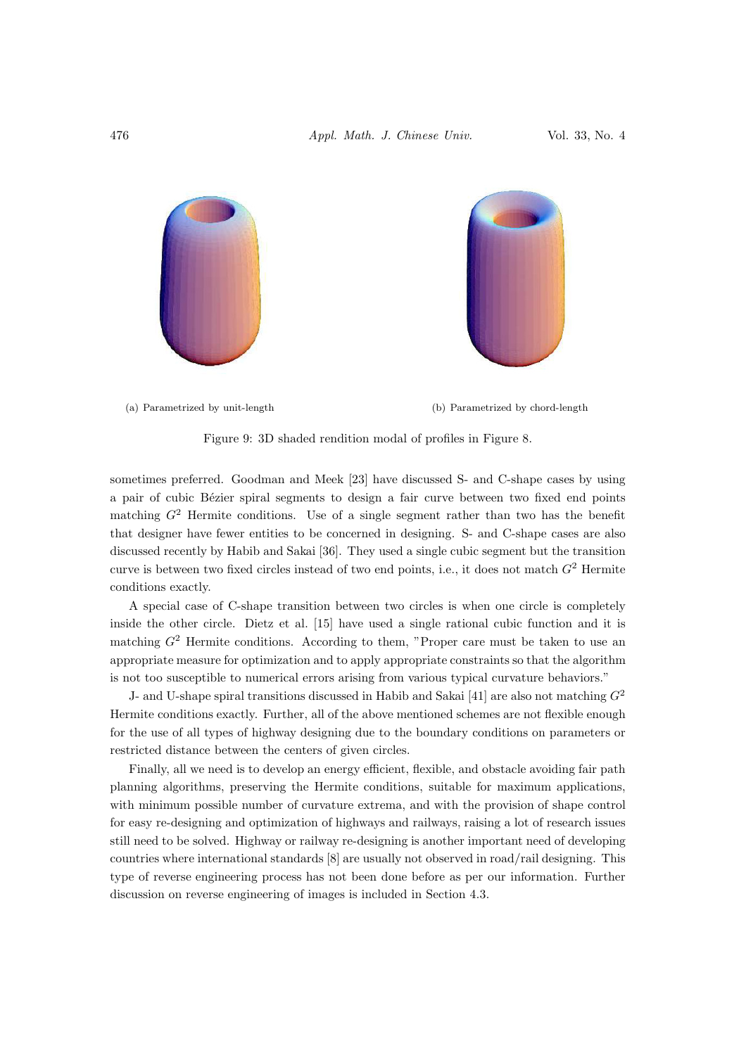(a) Parametrized by unit-length

(b) Parametrized by chord-length

Figure 9: 3D shaded rendition modal of profiles in Figure 8.

sometimes preferred. Goodman and Meek [23] have discussed S- and C-shape cases by using a pair of cubic Bézier spiral segments to design a fair curve between two fixed end points matching $G^2$ Hermite conditions. Use of a single segment rather than two has the benefit that designer have fewer entities to be concerned in designing. S- and C-shape cases are also discussed recently by Habib and Sakai [36]. They used a single cubic segment but the transition curve is between two fixed circles instead of two end points, i.e., it does not match $G^2$ Hermite conditions exactly.

A special case of C-shape transition between two circles is when one circle is completely inside the other circle. Dietz et al. [15] have used a single rational cubic function and it is matching $G^2$ Hermite conditions. According to them, "Proper care must be taken to use an appropriate measure for optimization and to apply appropriate constraints so that the algorithm is not too susceptible to numerical errors arising from various typical curvature behaviors."

J- and U-shape spiral transitions discussed in Habib and Sakai [41] are also not matching $G^2$ Hermite conditions exactly. Further, all of the above mentioned schemes are not flexible enough for the use of all types of highway designing due to the boundary conditions on parameters or restricted distance between the centers of given circles.

Finally, all we need is to develop an energy efficient, flexible, and obstacle avoiding fair path planning algorithms, preserving the Hermite conditions, suitable for maximum applications, with minimum possible number of curvature extrema, and with the provision of shape control for easy re-designing and optimization of highways and railways, raising a lot of research issues still need to be solved. Highway or railway re-designing is another important need of developing countries where international standards [8] are usually not observed in road/rail designing. This type of reverse engineering process has not been done before as per our information. Further discussion on reverse engineering of images is included in Section 4.3.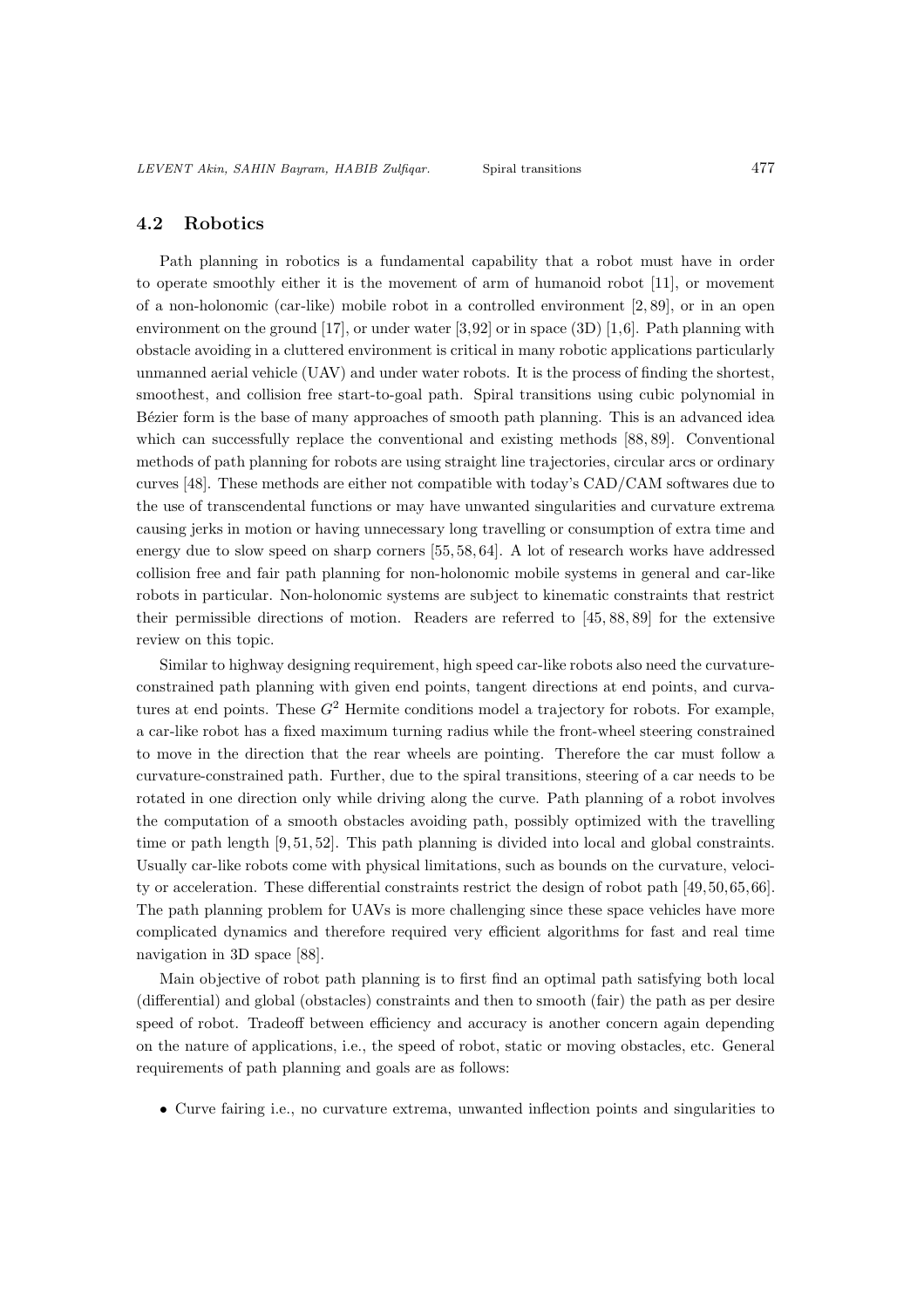## 4.2 Robotics

Path planning in robotics is a fundamental capability that a robot must have in order to operate smoothly either it is the movement of arm of humanoid robot [11], or movement of a non-holonomic (car-like) mobile robot in a controlled environment [2, 89], or in an open environment on the ground [17], or under water [3,92] or in space (3D) [1,6]. Path planning with obstacle avoiding in a cluttered environment is critical in many robotic applications particularly unmanned aerial vehicle (UAV) and under water robots. It is the process of finding the shortest, smoothest, and collision free start-to-goal path. Spiral transitions using cubic polynomial in Bézier form is the base of many approaches of smooth path planning. This is an advanced idea which can successfully replace the conventional and existing methods [88, 89]. Conventional methods of path planning for robots are using straight line trajectories, circular arcs or ordinary curves [48]. These methods are either not compatible with today's CAD/CAM softwares due to the use of transcendental functions or may have unwanted singularities and curvature extrema causing jerks in motion or having unnecessary long travelling or consumption of extra time and energy due to slow speed on sharp corners [55, 58, 64]. A lot of research works have addressed collision free and fair path planning for non-holonomic mobile systems in general and car-like robots in particular. Non-holonomic systems are subject to kinematic constraints that restrict their permissible directions of motion. Readers are referred to [45, 88, 89] for the extensive review on this topic.

Similar to highway designing requirement, high speed car-like robots also need the curvature-constrained path planning with given end points, tangent directions at end points, and curvatures at end points. These $G^2$ Hermite conditions model a trajectory for robots. For example, a car-like robot has a fixed maximum turning radius while the front-wheel steering constrained to move in the direction that the rear wheels are pointing. Therefore the car must follow a curvature-constrained path. Further, due to the spiral transitions, steering of a car needs to be rotated in one direction only while driving along the curve. Path planning of a robot involves the computation of a smooth obstacles avoiding path, possibly optimized with the travelling time or path length [9, 51, 52]. This path planning is divided into local and global constraints. Usually car-like robots come with physical limitations, such as bounds on the curvature, velocity or acceleration. These differential constraints restrict the design of robot path [49, 50, 65, 66]. The path planning problem for UAVs is more challenging since these space vehicles have more complicated dynamics and therefore required very efficient algorithms for fast and real time navigation in 3D space [88].

Main objective of robot path planning is to first find an optimal path satisfying both local (differential) and global (obstacles) constraints and then to smooth (fair) the path as per desire speed of robot. Tradeoff between efficiency and accuracy is another concern again depending on the nature of applications, i.e., the speed of robot, static or moving obstacles, etc. General requirements of path planning and goals are as follows:

- Curve fairing i.e., no curvature extrema, unwanted inflection points and singularities to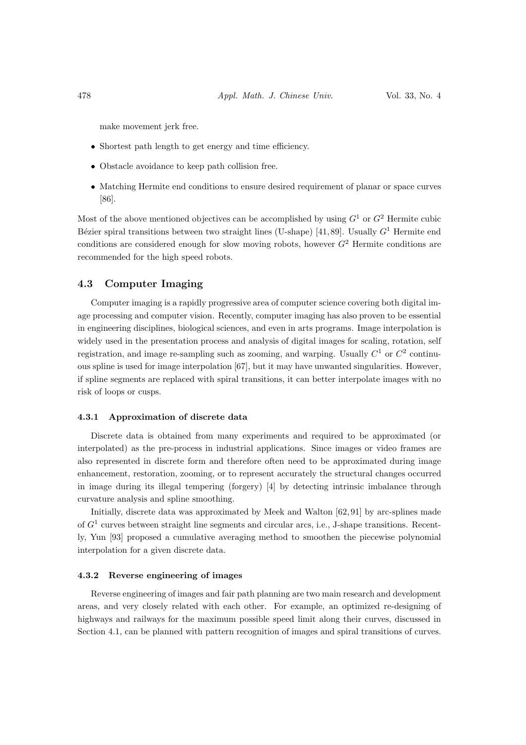make movement jerk free.

- Shortest path length to get energy and time efficiency.
- Obstacle avoidance to keep path collision free.
- Matching Hermite end conditions to ensure desired requirement of planar or space curves [86].

Most of the above mentioned objectives can be accomplished by using $G^1$ or $G^2$ Hermite cubic Bézier spiral transitions between two straight lines (U-shape) [41, 89]. Usually $G^1$ Hermite end conditions are considered enough for slow moving robots, however $G^2$ Hermite conditions are recommended for the high speed robots.

### 4.3 Computer Imaging

Computer imaging is a rapidly progressive area of computer science covering both digital image processing and computer vision. Recently, computer imaging has also proven to be essential in engineering disciplines, biological sciences, and even in arts programs. Image interpolation is widely used in the presentation process and analysis of digital images for scaling, rotation, self registration, and image re-sampling such as zooming, and warping. Usually $C^1$ or $C^2$ continuous spline is used for image interpolation [67], but it may have unwanted singularities. However, if spline segments are replaced with spiral transitions, it can better interpolate images with no risk of loops or cusps.

#### 4.3.1 Approximation of discrete data

Discrete data is obtained from many experiments and required to be approximated (or interpolated) as the pre-process in industrial applications. Since images or video frames are also represented in discrete form and therefore often need to be approximated during image enhancement, restoration, zooming, or to represent accurately the structural changes occurred in image during its illegal tempering (forgery) [4] by detecting intrinsic imbalance through curvature analysis and spline smoothing.

Initially, discrete data was approximated by Meek and Walton [62, 91] by arc-splines made of $G^1$ curves between straight line segments and circular arcs, i.e., J-shape transitions. Recently, Yun [93] proposed a cumulative averaging method to smoothen the piecewise polynomial interpolation for a given discrete data.

#### 4.3.2 Reverse engineering of images

Reverse engineering of images and fair path planning are two main research and development areas, and very closely related with each other. For example, an optimized re-designing of highways and railways for the maximum possible speed limit along their curves, discussed in Section 4.1, can be planned with pattern recognition of images and spiral transitions of curves.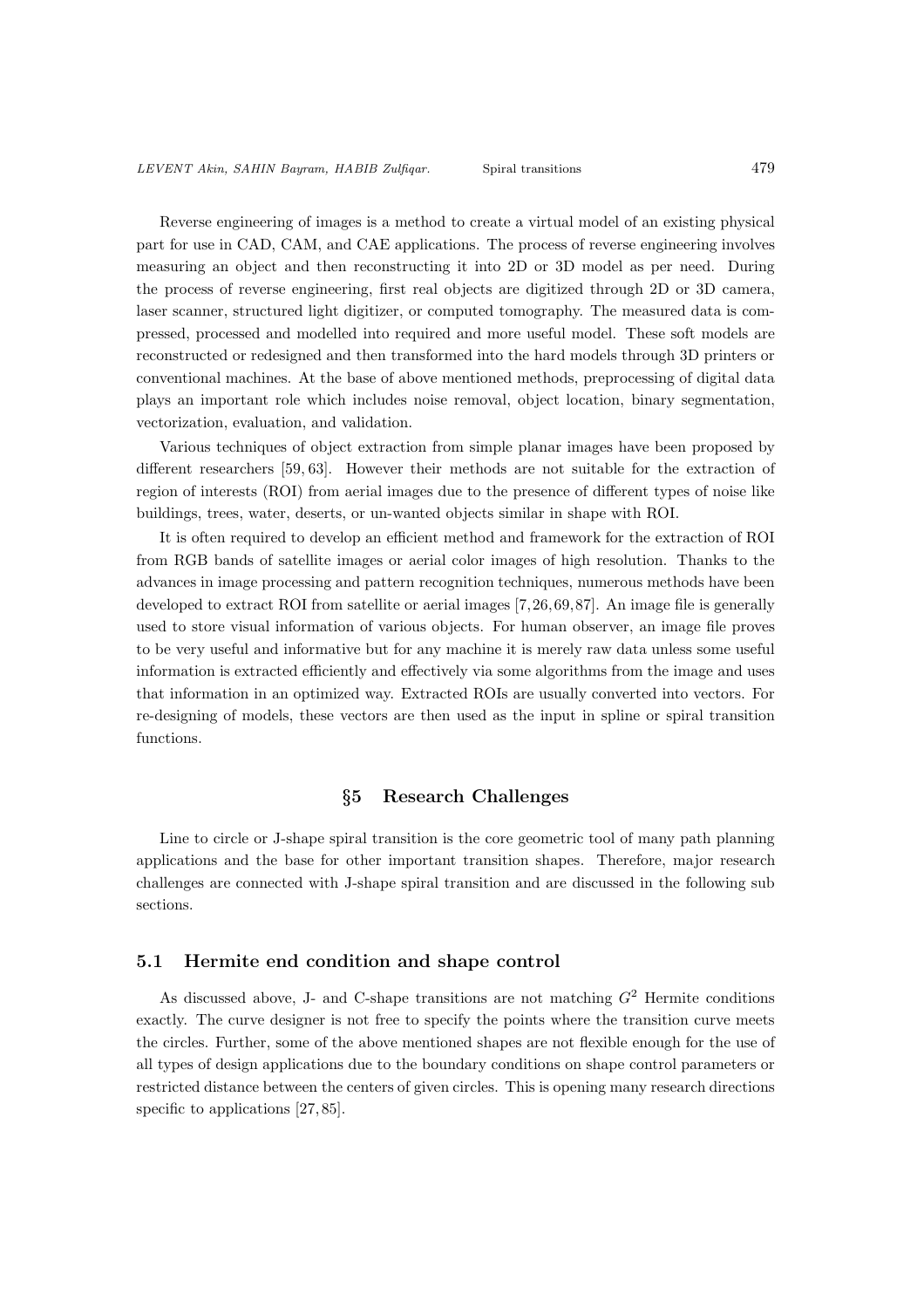Reverse engineering of images is a method to create a virtual model of an existing physical part for use in CAD, CAM, and CAE applications. The process of reverse engineering involves measuring an object and then reconstructing it into 2D or 3D model as per need. During the process of reverse engineering, first real objects are digitized through 2D or 3D camera, laser scanner, structured light digitizer, or computed tomography. The measured data is compressed, processed and modelled into required and more useful model. These soft models are reconstructed or redesigned and then transformed into the hard models through 3D printers or conventional machines. At the base of above mentioned methods, preprocessing of digital data plays an important role which includes noise removal, object location, binary segmentation, vectorization, evaluation, and validation.

Various techniques of object extraction from simple planar images have been proposed by different researchers [59, 63]. However their methods are not suitable for the extraction of region of interests (ROI) from aerial images due to the presence of different types of noise like buildings, trees, water, deserts, or un-wanted objects similar in shape with ROI.

It is often required to develop an efficient method and framework for the extraction of ROI from RGB bands of satellite images or aerial color images of high resolution. Thanks to the advances in image processing and pattern recognition techniques, numerous methods have been developed to extract ROI from satellite or aerial images [7, 26, 69, 87]. An image file is generally used to store visual information of various objects. For human observer, an image file proves to be very useful and informative but for any machine it is merely raw data unless some useful information is extracted efficiently and effectively via some algorithms from the image and uses that information in an optimized way. Extracted ROIs are usually converted into vectors. For re-designing of models, these vectors are then used as the input in spline or spiral transition functions.

## §5 Research Challenges

Line to circle or J-shape spiral transition is the core geometric tool of many path planning applications and the base for other important transition shapes. Therefore, major research challenges are connected with J-shape spiral transition and are discussed in the following sub sections.

### 5.1 Hermite end condition and shape control

As discussed above, J- and C-shape transitions are not matching $G^2$ Hermite conditions exactly. The curve designer is not free to specify the points where the transition curve meets the circles. Further, some of the above mentioned shapes are not flexible enough for the use of all types of design applications due to the boundary conditions on shape control parameters or restricted distance between the centers of given circles. This is opening many research directions specific to applications [27, 85].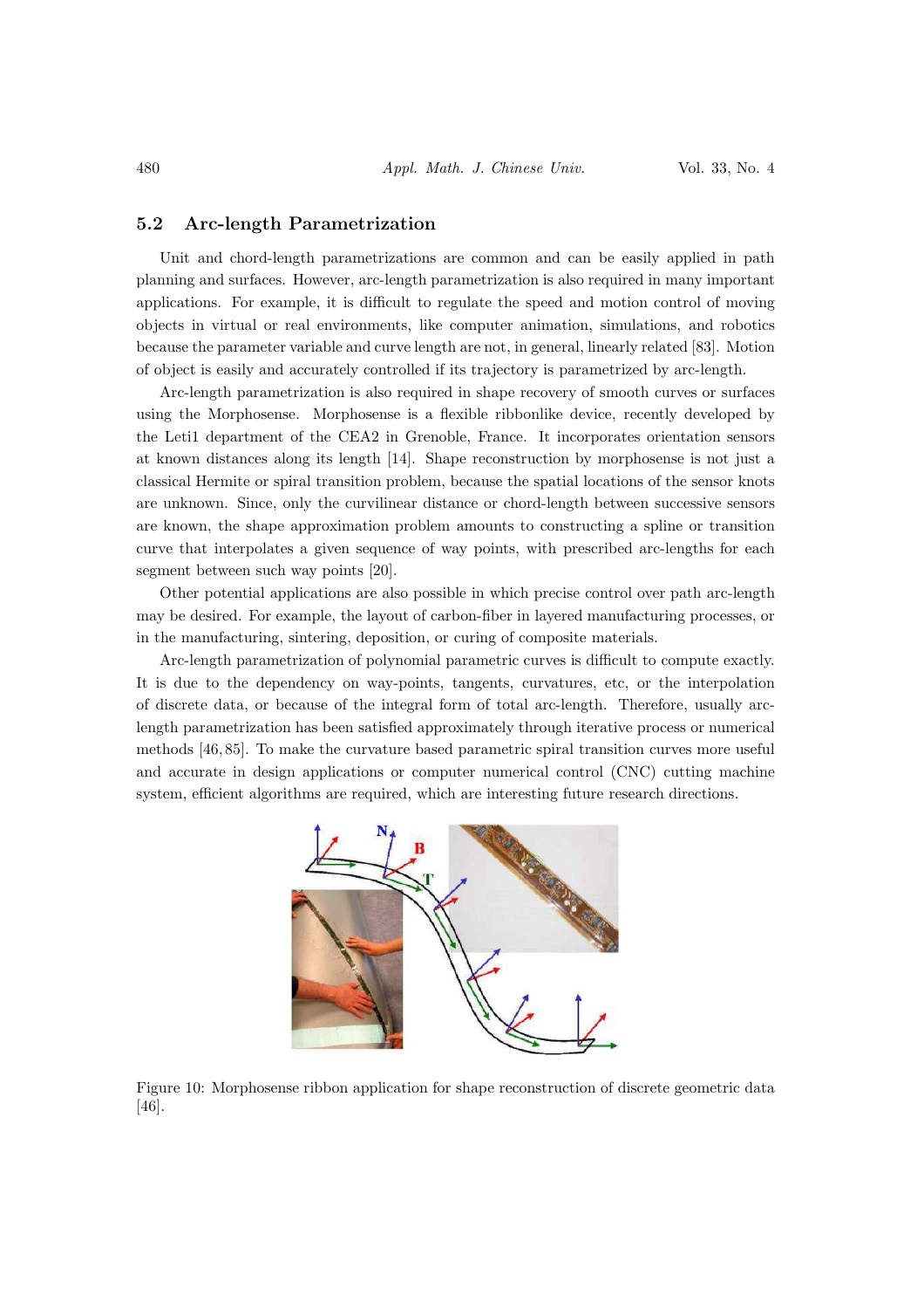### 5.2 Arc-length Parametrization

Unit and chord-length parametrizations are common and can be easily applied in path planning and surfaces. However, arc-length parametrization is also required in many important applications. For example, it is difficult to regulate the speed and motion control of moving objects in virtual or real environments, like computer animation, simulations, and robotics because the parameter variable and curve length are not, in general, linearly related [83]. Motion of object is easily and accurately controlled if its trajectory is parametrized by arc-length.

Arc-length parametrization is also required in shape recovery of smooth curves or surfaces using the Morphosense. Morphosense is a flexible ribbonlike device, recently developed by the Leti1 department of the CEA2 in Grenoble, France. It incorporates orientation sensors at known distances along its length [14]. Shape reconstruction by morphosense is not just a classical Hermite or spiral transition problem, because the spatial locations of the sensor knots are unknown. Since, only the curvilinear distance or chord-length between successive sensors are known, the shape approximation problem amounts to constructing a spline or transition curve that interpolates a given sequence of way points, with prescribed arc-lengths for each segment between such way points [20].

Other potential applications are also possible in which precise control over path arc-length may be desired. For example, the layout of carbon-fiber in layered manufacturing processes, or in the manufacturing, sintering, deposition, or curing of composite materials.

Arc-length parametrization of polynomial parametric curves is difficult to compute exactly. It is due to the dependency on way-points, tangents, curvatures, etc, or the interpolation of discrete data, or because of the integral form of total arc-length. Therefore, usually arc-length parametrization has been satisfied approximately through iterative process or numerical methods [46, 85]. To make the curvature based parametric spiral transition curves more useful and accurate in design applications or computer numerical control (CNC) cutting machine system, efficient algorithms are required, which are interesting future research directions.

Figure 10: Morphosense ribbon application for shape reconstruction of discrete geometric data [46].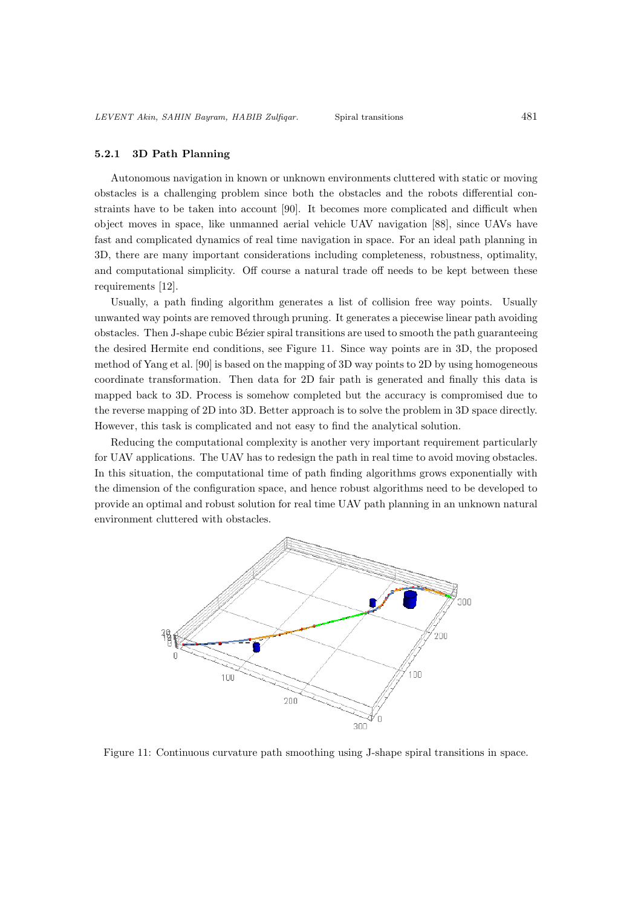### 5.2.1 3D Path Planning

Autonomous navigation in known or unknown environments cluttered with static or moving obstacles is a challenging problem since both the obstacles and the robots differential constraints have to be taken into account [90]. It becomes more complicated and difficult when object moves in space, like unmanned aerial vehicle UAV navigation [88], since UAVs have fast and complicated dynamics of real time navigation in space. For an ideal path planning in 3D, there are many important considerations including completeness, robustness, optimality, and computational simplicity. Off course a natural trade off needs to be kept between these requirements [12].

Usually, a path finding algorithm generates a list of collision free way points. Usually unwanted way points are removed through pruning. It generates a piecewise linear path avoiding obstacles. Then J-shape cubic Bézier spiral transitions are used to smooth the path guaranteeing the desired Hermite end conditions, see Figure 11. Since way points are in 3D, the proposed method of Yang et al. [90] is based on the mapping of 3D way points to 2D by using homogeneous coordinate transformation. Then data for 2D fair path is generated and finally this data is mapped back to 3D. Process is somehow completed but the accuracy is compromised due to the reverse mapping of 2D into 3D. Better approach is to solve the problem in 3D space directly. However, this task is complicated and not easy to find the analytical solution.

Reducing the computational complexity is another very important requirement particularly for UAV applications. The UAV has to redesign the path in real time to avoid moving obstacles. In this situation, the computational time of path finding algorithms grows exponentially with the dimension of the configuration space, and hence robust algorithms need to be developed to provide an optimal and robust solution for real time UAV path planning in an unknown natural environment cluttered with obstacles.

0
100
200
300
0
100
200
300

Figure 11: Continuous curvature path smoothing using J-shape spiral transitions in space.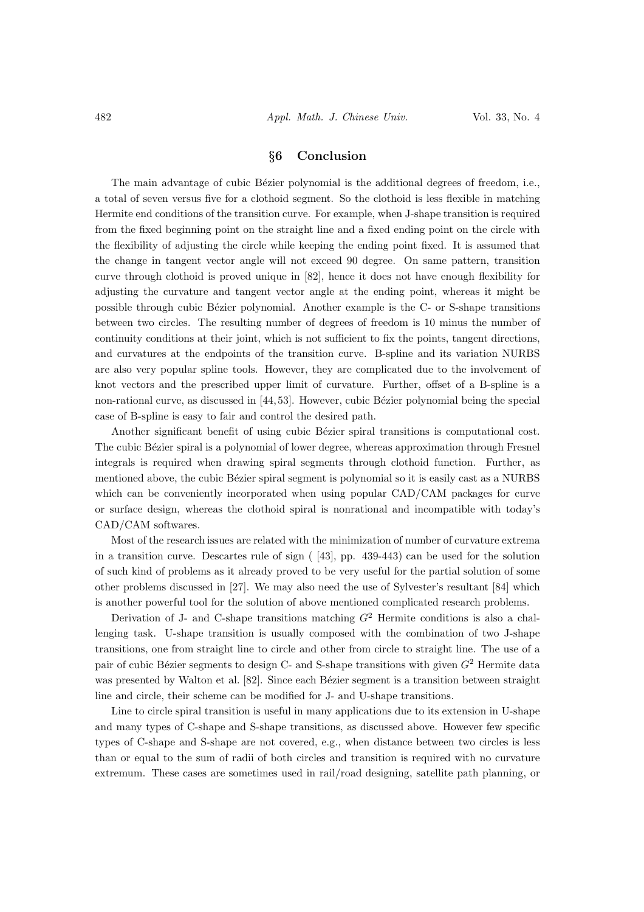## §6 Conclusion

The main advantage of cubic Bézier polynomial is the additional degrees of freedom, i.e., a total of seven versus five for a clothoid segment. So the clothoid is less flexible in matching Hermite end conditions of the transition curve. For example, when J-shape transition is required from the fixed beginning point on the straight line and a fixed ending point on the circle with the flexibility of adjusting the circle while keeping the ending point fixed. It is assumed that the change in tangent vector angle will not exceed 90 degree. On same pattern, transition curve through clothoid is proved unique in [82], hence it does not have enough flexibility for adjusting the curvature and tangent vector angle at the ending point, whereas it might be possible through cubic Bézier polynomial. Another example is the C- or S-shape transitions between two circles. The resulting number of degrees of freedom is 10 minus the number of continuity conditions at their joint, which is not sufficient to fix the points, tangent directions, and curvatures at the endpoints of the transition curve. B-spline and its variation NURBS are also very popular spline tools. However, they are complicated due to the involvement of knot vectors and the prescribed upper limit of curvature. Further, offset of a B-spline is a non-rational curve, as discussed in [44, 53]. However, cubic Bézier polynomial being the special case of B-spline is easy to fair and control the desired path.

Another significant benefit of using cubic Bézier spiral transitions is computational cost. The cubic Bézier spiral is a polynomial of lower degree, whereas approximation through Fresnel integrals is required when drawing spiral segments through clothoid function. Further, as mentioned above, the cubic Bézier spiral segment is polynomial so it is easily cast as a NURBS which can be conveniently incorporated when using popular CAD/CAM packages for curve or surface design, whereas the clothoid spiral is nonrational and incompatible with today's CAD/CAM softwares.

Most of the research issues are related with the minimization of number of curvature extrema in a transition curve. Descartes rule of sign ( [43], pp. 439-443) can be used for the solution of such kind of problems as it already proved to be very useful for the partial solution of some other problems discussed in [27]. We may also need the use of Sylvester's resultant [84] which is another powerful tool for the solution of above mentioned complicated research problems.

Derivation of J- and C-shape transitions matching $G^2$ Hermite conditions is also a challenging task. U-shape transition is usually composed with the combination of two J-shape transitions, one from straight line to circle and other from circle to straight line. The use of a pair of cubic Bézier segments to design C- and S-shape transitions with given $G^2$ Hermite data was presented by Walton et al. [82]. Since each Bézier segment is a transition between straight line and circle, their scheme can be modified for J- and U-shape transitions.

Line to circle spiral transition is useful in many applications due to its extension in U-shape and many types of C-shape and S-shape transitions, as discussed above. However few specific types of C-shape and S-shape are not covered, e.g., when distance between two circles is less than or equal to the sum of radii of both circles and transition is required with no curvature extremum. These cases are sometimes used in rail/road designing, satellite path planning, or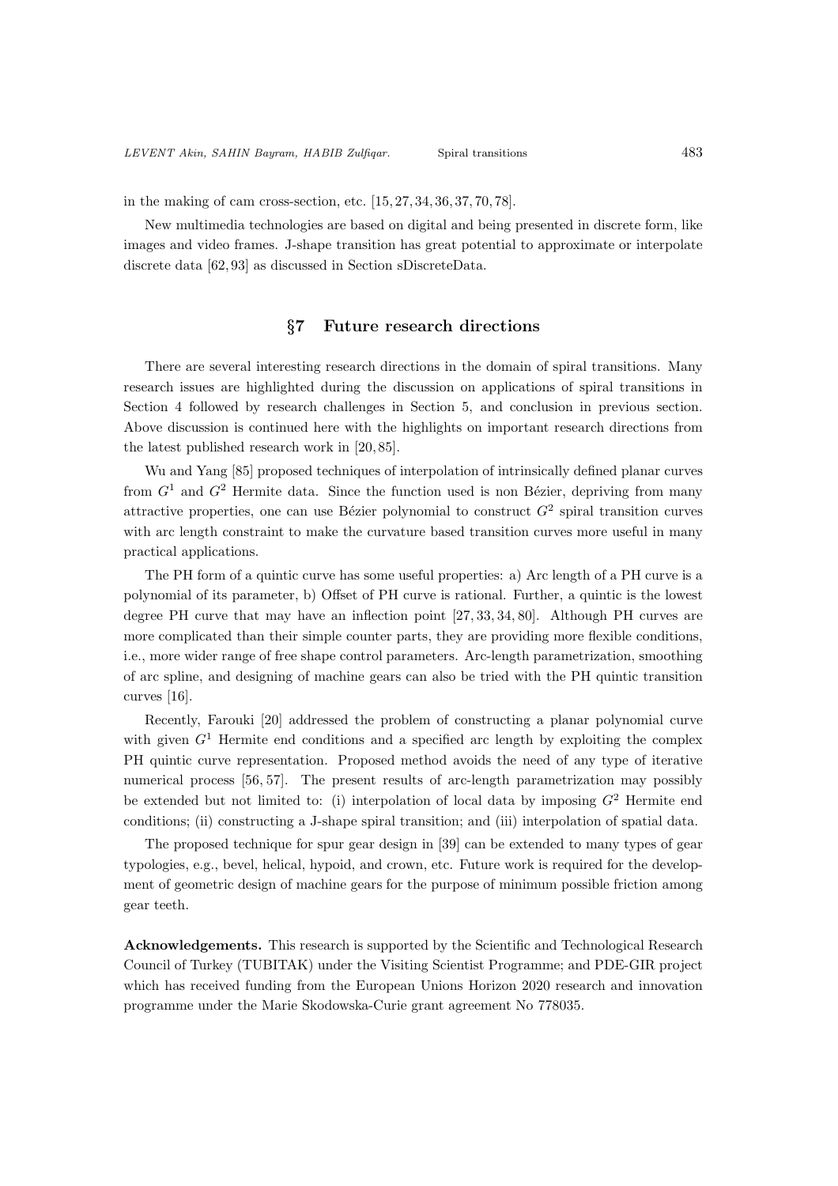in the making of cam cross-section, etc. [15, 27, 34, 36, 37, 70, 78].

New multimedia technologies are based on digital and being presented in discrete form, like images and video frames. J-shape transition has great potential to approximate or interpolate discrete data [62, 93] as discussed in Section sDiscreteData.

## §7 Future research directions

There are several interesting research directions in the domain of spiral transitions. Many research issues are highlighted during the discussion on applications of spiral transitions in Section 4 followed by research challenges in Section 5, and conclusion in previous section. Above discussion is continued here with the highlights on important research directions from the latest published research work in [20, 85].

Wu and Yang [85] proposed techniques of interpolation of intrinsically defined planar curves from $G^1$ and $G^2$ Hermite data. Since the function used is non Bézier, depriving from many attractive properties, one can use Bézier polynomial to construct $G^2$ spiral transition curves with arc length constraint to make the curvature based transition curves more useful in many practical applications.

The PH form of a quintic curve has some useful properties: a) Arc length of a PH curve is a polynomial of its parameter, b) Offset of PH curve is rational. Further, a quintic is the lowest degree PH curve that may have an inflection point [27, 33, 34, 80]. Although PH curves are more complicated than their simple counter parts, they are providing more flexible conditions, i.e., more wider range of free shape control parameters. Arc-length parametrization, smoothing of arc spline, and designing of machine gears can also be tried with the PH quintic transition curves [16].

Recently, Farouki [20] addressed the problem of constructing a planar polynomial curve with given $G^1$ Hermite end conditions and a specified arc length by exploiting the complex PH quintic curve representation. Proposed method avoids the need of any type of iterative numerical process [56, 57]. The present results of arc-length parametrization may possibly be extended but not limited to: (i) interpolation of local data by imposing $G^2$ Hermite end conditions; (ii) constructing a J-shape spiral transition; and (iii) interpolation of spatial data.

The proposed technique for spur gear design in [39] can be extended to many types of gear typologies, e.g., bevel, helical, hypoid, and crown, etc. Future work is required for the development of geometric design of machine gears for the purpose of minimum possible friction among gear teeth.

**Acknowledgements.** This research is supported by the Scientific and Technological Research Council of Turkey (TUBITAK) under the Visiting Scientist Programme; and PDE-GIR project which has received funding from the European Unions Horizon 2020 research and innovation programme under the Marie Skodowska-Curie grant agreement No 778035.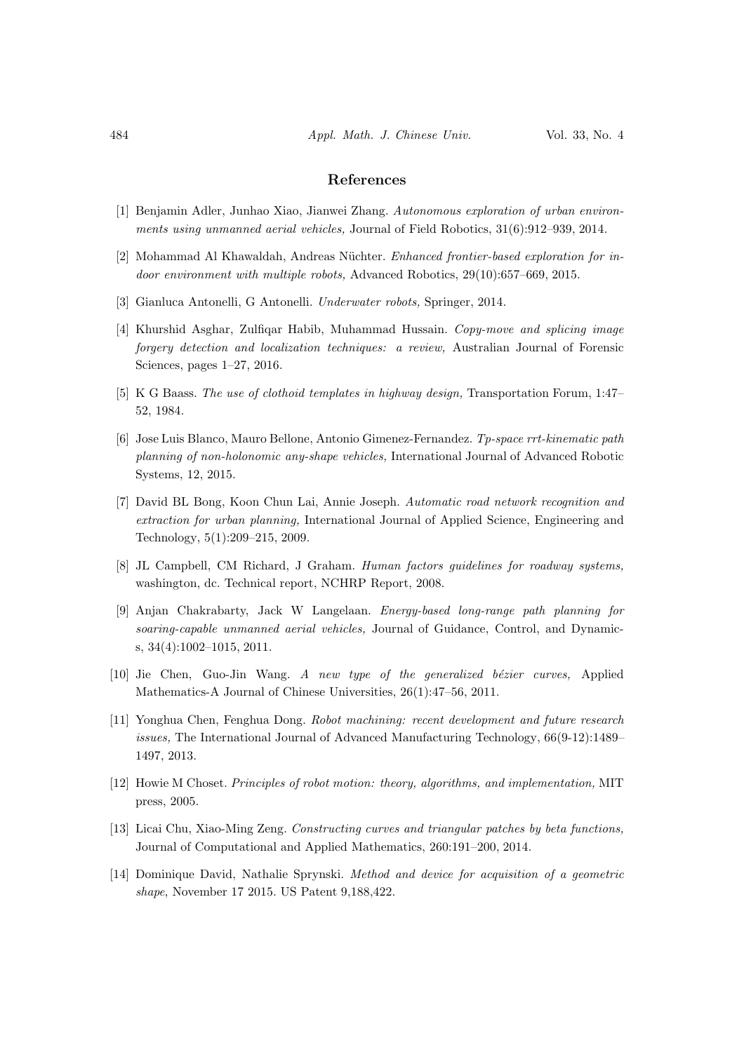## References

[1] Benjamin Adler, Junhao Xiao, Jianwei Zhang. *Autonomous exploration of urban environments using unmanned aerial vehicles,* Journal of Field Robotics, 31(6):912–939, 2014.

[2] Mohammad Al Khawaldah, Andreas Nüchter. *Enhanced frontier-based exploration for indoor environment with multiple robots,* Advanced Robotics, 29(10):657–669, 2015.

[3] Gianluca Antonelli, G Antonelli. *Underwater robots,* Springer, 2014.

[4] Khurshid Asghar, Zulfiqar Habib, Muhammad Hussain. *Copy-move and splicing image forgery detection and localization techniques: a review,* Australian Journal of Forensic Sciences, pages 1–27, 2016.

[5] K G Baass. *The use of clothoid templates in highway design,* Transportation Forum, 1:47–52, 1984.

[6] Jose Luis Blanco, Mauro Bellone, Antonio Gimenez-Fernandez. *Tp-space rrt-kinematic path planning of non-holonomic any-shape vehicles,* International Journal of Advanced Robotic Systems, 12, 2015.

[7] David BL Bong, Koon Chun Lai, Annie Joseph. *Automatic road network recognition and extraction for urban planning,* International Journal of Applied Science, Engineering and Technology, 5(1):209–215, 2009.

[8] JL Campbell, CM Richard, J Graham. *Human factors guidelines for roadway systems,* washington, dc. Technical report, NCHRP Report, 2008.

[9] Anjan Chakrabarty, Jack W Langelaan. *Energy-based long-range path planning for soaring-capable unmanned aerial vehicles,* Journal of Guidance, Control, and Dynamics, 34(4):1002–1015, 2011.

[10] Jie Chen, Guo-Jin Wang. *A new type of the generalized bézier curves,* Applied Mathematics-A Journal of Chinese Universities, 26(1):47–56, 2011.

[11] Yonghua Chen, Fenghua Dong. *Robot machining: recent development and future research issues,* The International Journal of Advanced Manufacturing Technology, 66(9-12):1489–1497, 2013.

[12] Howie M Choset. *Principles of robot motion: theory, algorithms, and implementation,* MIT press, 2005.

[13] Licai Chu, Xiao-Ming Zeng. *Constructing curves and triangular patches by beta functions,* Journal of Computational and Applied Mathematics, 260:191–200, 2014.

[14] Dominique David, Nathalie Sprynski. *Method and device for acquisition of a geometric shape*, November 17 2015. US Patent 9,188,422.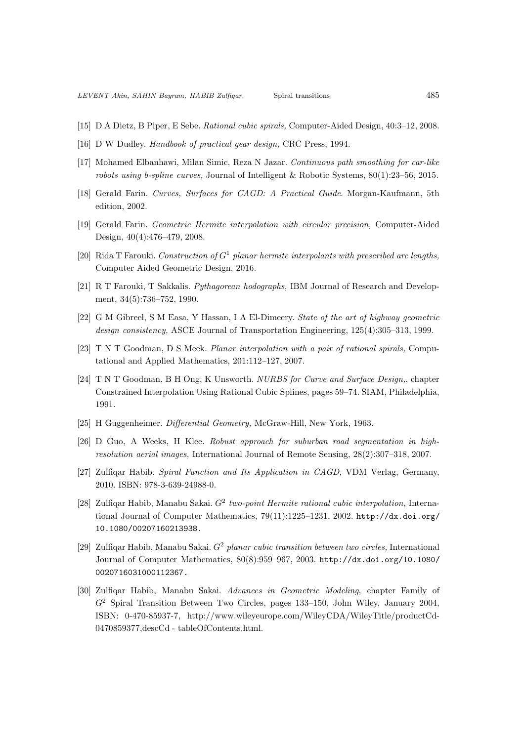[15] D A Dietz, B Piper, E Sebe. *Rational cubic spirals,* Computer-Aided Design, 40:3–12, 2008.

[16] D W Dudley. *Handbook of practical gear design,* CRC Press, 1994.

[17] Mohamed Elbanhawi, Milan Simic, Reza N Jazar. *Continuous path smoothing for car-like robots using b-spline curves,* Journal of Intelligent & Robotic Systems, 80(1):23–56, 2015.

[18] Gerald Farin. *Curves, Surfaces for CAGD: A Practical Guide*. Morgan-Kaufmann, 5th edition, 2002.

[19] Gerald Farin. *Geometric Hermite interpolation with circular precision,* Computer-Aided Design, 40(4):476–479, 2008.

[20] Rida T Farouki. *Construction of $G^1$ planar hermite interpolants with prescribed arc lengths,* Computer Aided Geometric Design, 2016.

[21] R T Farouki, T Sakkalis. *Pythagorean hodographs,* IBM Journal of Research and Development, 34(5):736–752, 1990.

[22] G M Gibreel, S M Easa, Y Hassan, I A El-Dimeery. *State of the art of highway geometric design consistency,* ASCE Journal of Transportation Engineering, 125(4):305–313, 1999.

[23] T N T Goodman, D S Meek. *Planar interpolation with a pair of rational spirals,* Computational and Applied Mathematics, 201:112–127, 2007.

[24] T N T Goodman, B H Ong, K Unsworth. *NURBS for Curve and Surface Design,*, chapter Constrained Interpolation Using Rational Cubic Splines, pages 59–74. SIAM, Philadelphia, 1991.

[25] H Guggenheimer. *Differential Geometry,* McGraw-Hill, New York, 1963.

[26] D Guo, A Weeks, H Klee. *Robust approach for suburban road segmentation in high-resolution aerial images,* International Journal of Remote Sensing, 28(2):307–318, 2007.

[27] Zulfiqar Habib. *Spiral Function and Its Application in CAGD,* VDM Verlag, Germany, 2010. ISBN: 978-3-639-24988-0.

[28] Zulfiqar Habib, Manabu Sakai. *$G^2$ two-point Hermite rational cubic interpolation,* International Journal of Computer Mathematics, 79(11):1225–1231, 2002. http://dx.doi.org/10.1080/00207160213938.

[29] Zulfiqar Habib, Manabu Sakai. *$G^2$ planar cubic transition between two circles,* International Journal of Computer Mathematics, 80(8):959–967, 2003. http://dx.doi.org/10.1080/0020716031000112367.

[30] Zulfiqar Habib, Manabu Sakai. *Advances in Geometric Modeling*, chapter Family of $G^2$ Spiral Transition Between Two Circles, pages 133–150, John Wiley, January 2004, ISBN: 0-470-85937-7, http://www.wileyeurope.com/WileyCDA/WileyTitle/productCd-0470859377,descCd - tableOfContents.html.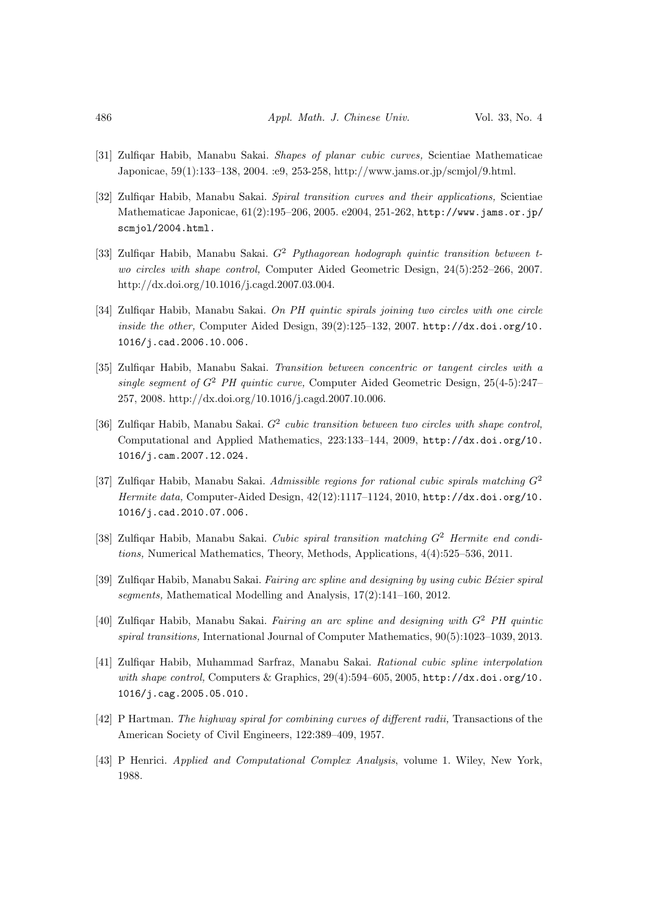[31] Zulfiqar Habib, Manabu Sakai. *Shapes of planar cubic curves,* Scientiae Mathematicae Japonicae, 59(1):133–138, 2004. :e9, 253-258, http://www.jams.or.jp/scmjol/9.html.

[32] Zulfiqar Habib, Manabu Sakai. *Spiral transition curves and their applications,* Scientiae Mathematicae Japonicae, 61(2):195–206, 2005. e2004, 251-262, http://www.jams.or.jp/scmjol/2004.html.

[33] Zulfiqar Habib, Manabu Sakai. *$G^2$ Pythagorean hodograph quintic transition between two circles with shape control,* Computer Aided Geometric Design, 24(5):252–266, 2007. http://dx.doi.org/10.1016/j.cagd.2007.03.004.

[34] Zulfiqar Habib, Manabu Sakai. *On PH quintic spirals joining two circles with one circle inside the other,* Computer Aided Design, 39(2):125–132, 2007. http://dx.doi.org/10.1016/j.cad.2006.10.006.

[35] Zulfiqar Habib, Manabu Sakai. *Transition between concentric or tangent circles with a single segment of $G^2$ PH quintic curve,* Computer Aided Geometric Design, 25(4-5):247–257, 2008. http://dx.doi.org/10.1016/j.cagd.2007.10.006.

[36] Zulfiqar Habib, Manabu Sakai. *$G^2$ cubic transition between two circles with shape control,* Computational and Applied Mathematics, 223:133–144, 2009, http://dx.doi.org/10.1016/j.cam.2007.12.024.

[37] Zulfiqar Habib, Manabu Sakai. *Admissible regions for rational cubic spirals matching $G^2$ Hermite data,* Computer-Aided Design, 42(12):1117–1124, 2010, http://dx.doi.org/10.1016/j.cad.2010.07.006.

[38] Zulfiqar Habib, Manabu Sakai. *Cubic spiral transition matching $G^2$ Hermite end conditions,* Numerical Mathematics, Theory, Methods, Applications, 4(4):525–536, 2011.

[39] Zulfiqar Habib, Manabu Sakai. *Fairing arc spline and designing by using cubic Bézier spiral segments,* Mathematical Modelling and Analysis, 17(2):141–160, 2012.

[40] Zulfiqar Habib, Manabu Sakai. *Fairing an arc spline and designing with $G^2$ PH quintic spiral transitions,* International Journal of Computer Mathematics, 90(5):1023–1039, 2013.

[41] Zulfiqar Habib, Muhammad Sarfraz, Manabu Sakai. *Rational cubic spline interpolation with shape control,* Computers & Graphics, 29(4):594–605, 2005, http://dx.doi.org/10.1016/j.cag.2005.05.010.

[42] P Hartman. *The highway spiral for combining curves of different radii,* Transactions of the American Society of Civil Engineers, 122:389–409, 1957.

[43] P Henrici. *Applied and Computational Complex Analysis*, volume 1. Wiley, New York, 1988.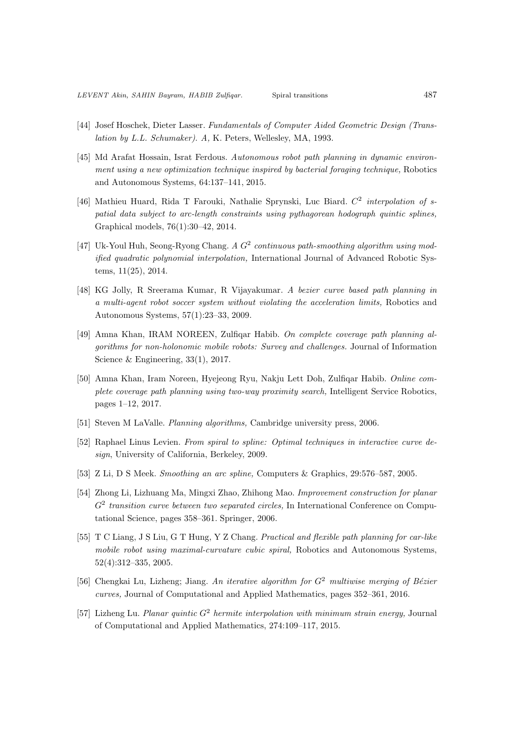[44] Josef Hoschek, Dieter Lasser. *Fundamentals of Computer Aided Geometric Design (Translation by L.L. Schumaker). A,* K. Peters, Wellesley, MA, 1993.

[45] Md Arafat Hossain, Israt Ferdous. *Autonomous robot path planning in dynamic environment using a new optimization technique inspired by bacterial foraging technique,* Robotics and Autonomous Systems, 64:137–141, 2015.

[46] Mathieu Huard, Rida T Farouki, Nathalie Sprynski, Luc Biard. *$C^2$ interpolation of spatial data subject to arc-length constraints using pythagorean hodograph quintic splines,* Graphical models, 76(1):30–42, 2014.

[47] Uk-Youl Huh, Seong-Ryong Chang. *A $G^2$ continuous path-smoothing algorithm using modified quadratic polynomial interpolation,* International Journal of Advanced Robotic Systems, 11(25), 2014.

[48] KG Jolly, R Sreerama Kumar, R Vijayakumar. *A bezier curve based path planning in a multi-agent robot soccer system without violating the acceleration limits,* Robotics and Autonomous Systems, 57(1):23–33, 2009.

[49] Amna Khan, IRAM NOREEN, Zulfiqar Habib. *On complete coverage path planning algorithms for non-holonomic mobile robots: Survey and challenges.* Journal of Information Science & Engineering, 33(1), 2017.

[50] Amna Khan, Iram Noreen, Hyejeong Ryu, Nakju Lett Doh, Zulfiqar Habib. *Online complete coverage path planning using two-way proximity search,* Intelligent Service Robotics, pages 1–12, 2017.

[51] Steven M LaValle. *Planning algorithms,* Cambridge university press, 2006.

[52] Raphael Linus Levien. *From spiral to spline: Optimal techniques in interactive curve design,* University of California, Berkeley, 2009.

[53] Z Li, D S Meek. *Smoothing an arc spline,* Computers & Graphics, 29:576–587, 2005.

[54] Zhong Li, Lizhuang Ma, Mingxi Zhao, Zhihong Mao. *Improvement construction for planar $G^2$ transition curve between two separated circles,* In International Conference on Computational Science, pages 358–361. Springer, 2006.

[55] T C Liang, J S Liu, G T Hung, Y Z Chang. *Practical and flexible path planning for car-like mobile robot using maximal-curvature cubic spiral,* Robotics and Autonomous Systems, 52(4):312–335, 2005.

[56] Chengkai Lu, Lizheng; Jiang. *An iterative algorithm for $G^2$ multiwise merging of Bézier curves,* Journal of Computational and Applied Mathematics, pages 352–361, 2016.

[57] Lizheng Lu. *Planar quintic $G^2$ hermite interpolation with minimum strain energy,* Journal of Computational and Applied Mathematics, 274:109–117, 2015.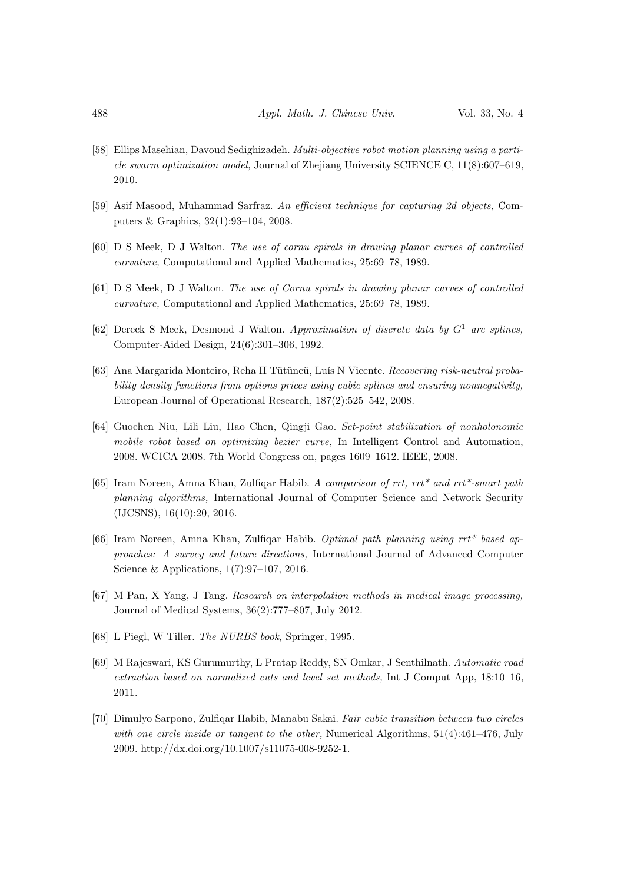[58] Ellips Masehian, Davoud Sedighizadeh. *Multi-objective robot motion planning using a particle swarm optimization model,* Journal of Zhejiang University SCIENCE C, 11(8):607–619, 2010.

[59] Asif Masood, Muhammad Sarfraz. *An efficient technique for capturing 2d objects,* Computers & Graphics, 32(1):93–104, 2008.

[60] D S Meek, D J Walton. *The use of cornu spirals in drawing planar curves of controlled curvature,* Computational and Applied Mathematics, 25:69–78, 1989.

[61] D S Meek, D J Walton. *The use of Cornu spirals in drawing planar curves of controlled curvature,* Computational and Applied Mathematics, 25:69–78, 1989.

[62] Dereck S Meek, Desmond J Walton. *Approximation of discrete data by $G^1$ arc splines,* Computer-Aided Design, 24(6):301–306, 1992.

[63] Ana Margarida Monteiro, Reha H Tütüncü, Luís N Vicente. *Recovering risk-neutral probability density functions from options prices using cubic splines and ensuring nonnegativity,* European Journal of Operational Research, 187(2):525–542, 2008.

[64] Guochen Niu, Lili Liu, Hao Chen, Qingji Gao. *Set-point stabilization of nonholonomic mobile robot based on optimizing bezier curve,* In Intelligent Control and Automation, 2008. WCICA 2008. 7th World Congress on, pages 1609–1612. IEEE, 2008.

[65] Iram Noreen, Amna Khan, Zulfiqar Habib. *A comparison of rrt, rrt* and rrt*-smart path planning algorithms,* International Journal of Computer Science and Network Security (IJCSNS), 16(10):20, 2016.

[66] Iram Noreen, Amna Khan, Zulfiqar Habib. *Optimal path planning using rrt* based approaches: A survey and future directions,* International Journal of Advanced Computer Science & Applications, 1(7):97–107, 2016.

[67] M Pan, X Yang, J Tang. *Research on interpolation methods in medical image processing,* Journal of Medical Systems, 36(2):777–807, July 2012.

[68] L Piegl, W Tiller. *The NURBS book,* Springer, 1995.

[69] M Rajeswari, KS Gurumurthy, L Pratap Reddy, SN Omkar, J Senthilnath. *Automatic road extraction based on normalized cuts and level set methods,* Int J Comput App, 18:10–16, 2011.

[70] Dimulyo Sarpono, Zulfiqar Habib, Manabu Sakai. *Fair cubic transition between two circles with one circle inside or tangent to the other,* Numerical Algorithms, 51(4):461–476, July 2009. http://dx.doi.org/10.1007/s11075-008-9252-1.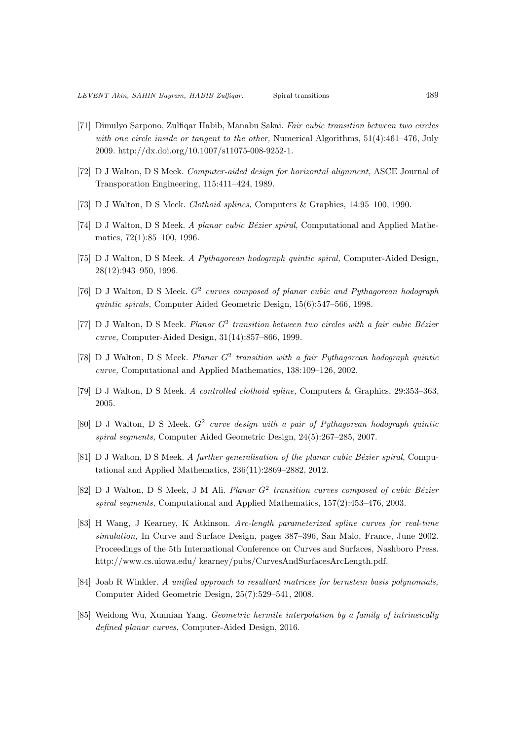[71] Dimulyo Sarpono, Zulfiqar Habib, Manabu Sakai. *Fair cubic transition between two circles with one circle inside or tangent to the other,* Numerical Algorithms, 51(4):461–476, July 2009. http://dx.doi.org/10.1007/s11075-008-9252-1.

[72] D J Walton, D S Meek. *Computer-aided design for horizontal alignment,* ASCE Journal of Transporation Engineering, 115:411–424, 1989.

[73] D J Walton, D S Meek. *Clothoid splines,* Computers & Graphics, 14:95–100, 1990.

[74] D J Walton, D S Meek. *A planar cubic Bézier spiral,* Computational and Applied Mathematics, 72(1):85–100, 1996.

[75] D J Walton, D S Meek. *A Pythagorean hodograph quintic spiral,* Computer-Aided Design, 28(12):943–950, 1996.

[76] D J Walton, D S Meek. *$G^2$ curves composed of planar cubic and Pythagorean hodograph quintic spirals,* Computer Aided Geometric Design, 15(6):547–566, 1998.

[77] D J Walton, D S Meek. *Planar $G^2$ transition between two circles with a fair cubic Bézier curve,* Computer-Aided Design, 31(14):857–866, 1999.

[78] D J Walton, D S Meek. *Planar $G^2$ transition with a fair Pythagorean hodograph quintic curve,* Computational and Applied Mathematics, 138:109–126, 2002.

[79] D J Walton, D S Meek. *A controlled clothoid spline,* Computers & Graphics, 29:353–363, 2005.

[80] D J Walton, D S Meek. *$G^2$ curve design with a pair of Pythagorean hodograph quintic spiral segments,* Computer Aided Geometric Design, 24(5):267–285, 2007.

[81] D J Walton, D S Meek. *A further generalisation of the planar cubic Bézier spiral,* Computational and Applied Mathematics, 236(11):2869–2882, 2012.

[82] D J Walton, D S Meek, J M Ali. *Planar $G^2$ transition curves composed of cubic Bézier spiral segments,* Computational and Applied Mathematics, 157(2):453–476, 2003.

[83] H Wang, J Kearney, K Atkinson. *Arc-length parameterized spline curves for real-time simulation,* In Curve and Surface Design, pages 387–396, San Malo, France, June 2002. Proceedings of the 5th International Conference on Curves and Surfaces, Nashboro Press. http://www.cs.uiowa.edu/ kearney/pubs/CurvesAndSurfacesArcLength.pdf.

[84] Joab R Winkler. *A unified approach to resultant matrices for bernstein basis polynomials,* Computer Aided Geometric Design, 25(7):529–541, 2008.

[85] Weidong Wu, Xunnian Yang. *Geometric hermite interpolation by a family of intrinsically defined planar curves,* Computer-Aided Design, 2016.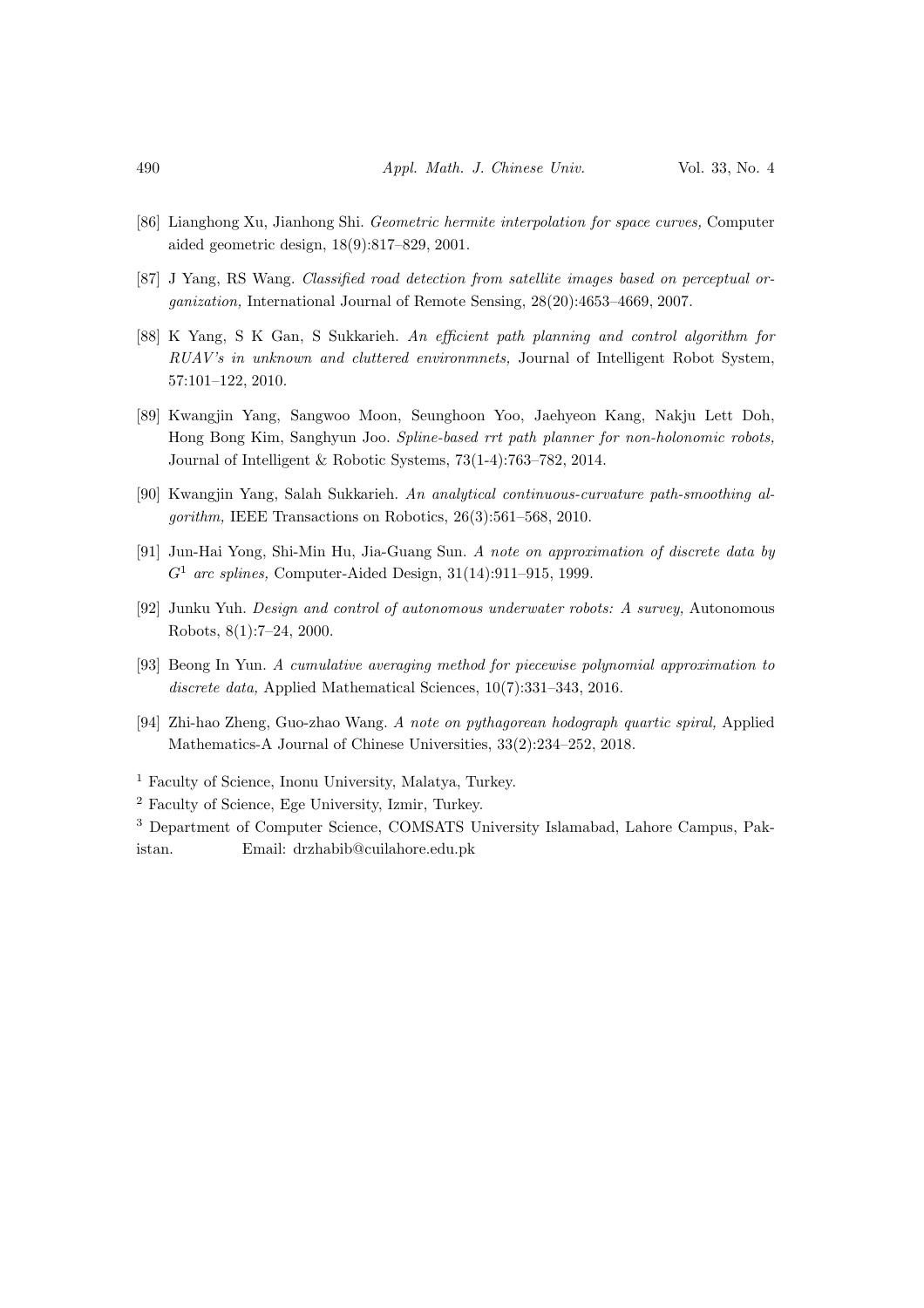[86] Lianghong Xu, Jianhong Shi. *Geometric hermite interpolation for space curves,* Computer aided geometric design, 18(9):817–829, 2001.

[87] J Yang, RS Wang. *Classified road detection from satellite images based on perceptual organization,* International Journal of Remote Sensing, 28(20):4653–4669, 2007.

[88] K Yang, S K Gan, S Sukkarieh. *An efficient path planning and control algorithm for RUAV's in unknown and cluttered environmnets,* Journal of Intelligent Robot System, 57:101–122, 2010.

[89] Kwangjin Yang, Sangwoo Moon, Seunghoon Yoo, Jaehyeon Kang, Nakju Lett Doh, Hong Bong Kim, Sanghyun Joo. *Spline-based rrt path planner for non-holonomic robots,* Journal of Intelligent & Robotic Systems, 73(1-4):763–782, 2014.

[90] Kwangjin Yang, Salah Sukkarieh. *An analytical continuous-curvature path-smoothing algorithm,* IEEE Transactions on Robotics, 26(3):561–568, 2010.

[91] Jun-Hai Yong, Shi-Min Hu, Jia-Guang Sun. *A note on approximation of discrete data by $G^1$ arc splines,* Computer-Aided Design, 31(14):911–915, 1999.

[92] Junku Yuh. *Design and control of autonomous underwater robots: A survey,* Autonomous Robots, 8(1):7–24, 2000.

[93] Beong In Yun. *A cumulative averaging method for piecewise polynomial approximation to discrete data,* Applied Mathematical Sciences, 10(7):331–343, 2016.

[94] Zhi-hao Zheng, Guo-zhao Wang. *A note on pythagorean hodograph quartic spiral,* Applied Mathematics-A Journal of Chinese Universities, 33(2):234–252, 2018.

[1] Faculty of Science, Inonu University, Malatya, Turkey.

[2] Faculty of Science, Ege University, Izmir, Turkey.

[3] Department of Computer Science, COMSATS University Islamabad, Lahore Campus, Pakistan. Email: drzhabib@cuilahore.edu.pk